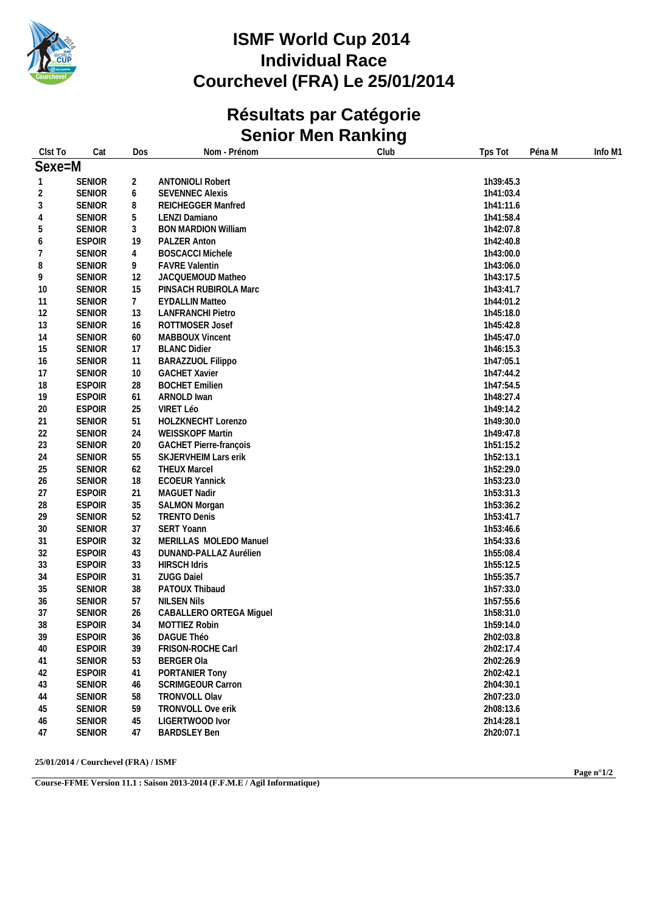# ISMF World Cup 2014
# Individual Race
# Courchevel (FRA) Le 25/01/2014

## Résultats par Catégorie
## Senior Men Ranking

| Clst To | Cat | Dos | Nom - Prénom | Club | Tps Tot | Péna M | Info M1 |
|---|---|---|---|---|---|---|---|
| **Sexe=M** | | | | | | | |
| 1 | SENIOR | 2 | ANTONIOLI Robert | | 1h39:45.3 | | |
| 2 | SENIOR | 6 | SEVENNEC Alexis | | 1h41:03.4 | | |
| 3 | SENIOR | 8 | REICHEGGER Manfred | | 1h41:11.6 | | |
| 4 | SENIOR | 5 | LENZI Damiano | | 1h41:58.4 | | |
| 5 | SENIOR | 3 | BON MARDION William | | 1h42:07.8 | | |
| 6 | ESPOIR | 19 | PALZER Anton | | 1h42:40.8 | | |
| 7 | SENIOR | 4 | BOSCACCI Michele | | 1h43:00.0 | | |
| 8 | SENIOR | 9 | FAVRE Valentin | | 1h43:06.0 | | |
| 9 | SENIOR | 12 | JACQUEMOUD Matheo | | 1h43:17.5 | | |
| 10 | SENIOR | 15 | PINSACH RUBIROLA Marc | | 1h43:41.7 | | |
| 11 | SENIOR | 7 | EYDALLIN Matteo | | 1h44:01.2 | | |
| 12 | SENIOR | 13 | LANFRANCHI Pietro | | 1h45:18.0 | | |
| 13 | SENIOR | 16 | ROTTMOSER Josef | | 1h45:42.8 | | |
| 14 | SENIOR | 60 | MABBOUX Vincent | | 1h45:47.0 | | |
| 15 | SENIOR | 17 | BLANC Didier | | 1h46:15.3 | | |
| 16 | SENIOR | 11 | BARAZZUOL Filippo | | 1h47:05.1 | | |
| 17 | SENIOR | 10 | GACHET Xavier | | 1h47:44.2 | | |
| 18 | ESPOIR | 28 | BOCHET Emilien | | 1h47:54.5 | | |
| 19 | ESPOIR | 61 | ARNOLD Iwan | | 1h48:27.4 | | |
| 20 | ESPOIR | 25 | VIRET Léo | | 1h49:14.2 | | |
| 21 | SENIOR | 51 | HOLZKNECHT Lorenzo | | 1h49:30.0 | | |
| 22 | SENIOR | 24 | WEISSKOPF Martin | | 1h49:47.8 | | |
| 23 | SENIOR | 20 | GACHET Pierre-françois | | 1h51:15.2 | | |
| 24 | SENIOR | 55 | SKJERVHEIM Lars erik | | 1h52:13.1 | | |
| 25 | SENIOR | 62 | THEUX Marcel | | 1h52:29.0 | | |
| 26 | SENIOR | 18 | ECOEUR Yannick | | 1h53:23.0 | | |
| 27 | ESPOIR | 21 | MAGUET Nadir | | 1h53:31.3 | | |
| 28 | ESPOIR | 35 | SALMON Morgan | | 1h53:36.2 | | |
| 29 | SENIOR | 52 | TRENTO Denis | | 1h53:41.7 | | |
| 30 | SENIOR | 37 | SERT Yoann | | 1h53:46.6 | | |
| 31 | ESPOIR | 32 | MERILLAS MOLEDO Manuel | | 1h54:33.6 | | |
| 32 | ESPOIR | 43 | DUNAND-PALLAZ Aurélien | | 1h55:08.4 | | |
| 33 | ESPOIR | 33 | HIRSCH Idris | | 1h55:12.5 | | |
| 34 | ESPOIR | 31 | ZUGG Daiel | | 1h55:35.7 | | |
| 35 | SENIOR | 38 | PATOUX Thibaud | | 1h57:33.0 | | |
| 36 | SENIOR | 57 | NILSEN Nils | | 1h57:55.6 | | |
| 37 | SENIOR | 26 | CABALLERO ORTEGA Miguel | | 1h58:31.0 | | |
| 38 | ESPOIR | 34 | MOTTIEZ Robin | | 1h59:14.0 | | |
| 39 | ESPOIR | 36 | DAGUE Théo | | 2h02:03.8 | | |
| 40 | ESPOIR | 39 | FRISON-ROCHE Carl | | 2h02:17.4 | | |
| 41 | SENIOR | 53 | BERGER Ola | | 2h02:26.9 | | |
| 42 | ESPOIR | 41 | PORTANIER Tony | | 2h02:42.1 | | |
| 43 | SENIOR | 46 | SCRIMGEOUR Carron | | 2h04:30.1 | | |
| 44 | SENIOR | 58 | TRONVOLL Olav | | 2h07:23.0 | | |
| 45 | SENIOR | 59 | TRONVOLL Ove erik | | 2h08:13.6 | | |
| 46 | SENIOR | 45 | LIGERTWOOD Ivor | | 2h14:28.1 | | |
| 47 | SENIOR | 47 | BARDSLEY Ben | | 2h20:07.1 | | |

**25/01/2014 / Courchevel (FRA) / ISMF**

**Course-FFME Version 11.1 : Saison 2013-2014 (F.F.M.E / Agil Informatique)**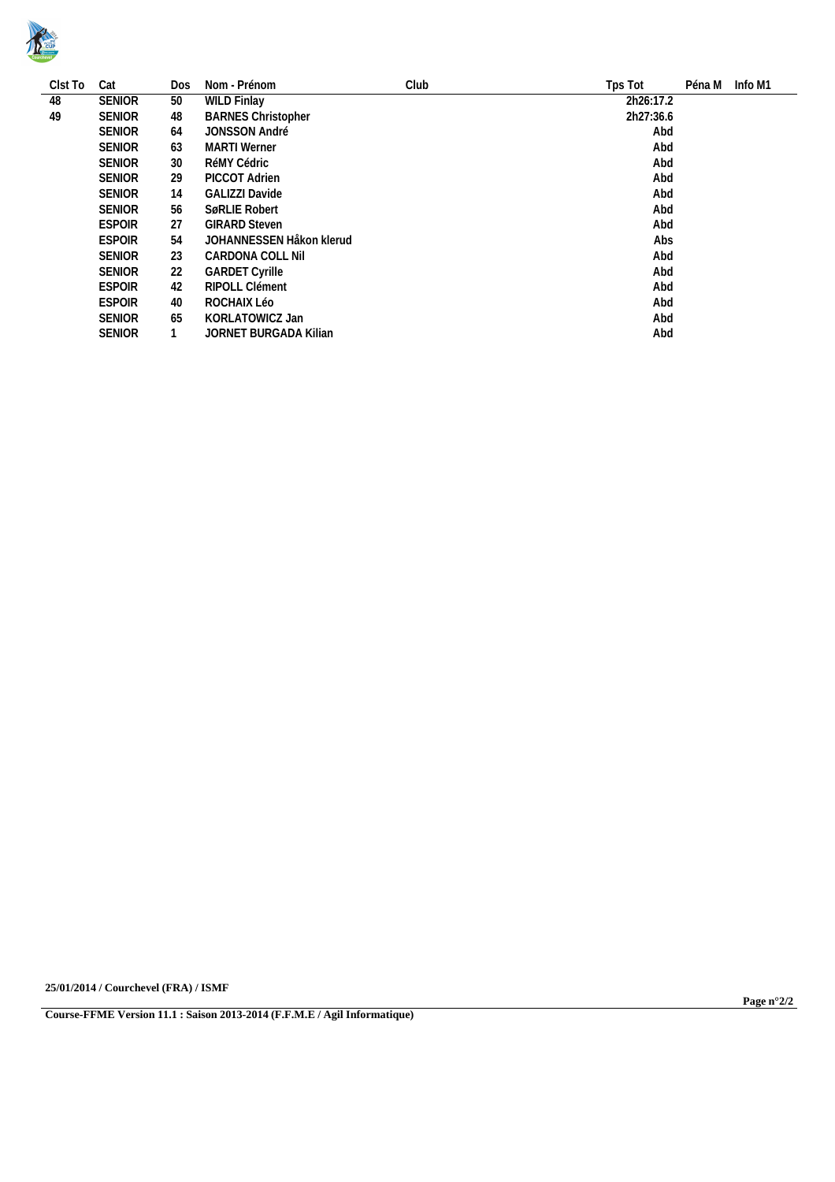| Clst To | Cat | Dos | Nom - Prénom | Club | Tps Tot | Péna M | Info M1 |
|---|---|---|---|---|---|---|---|
| 48 | SENIOR | 50 | WILD Finlay | | 2h26:17.2 | | |
| 49 | SENIOR | 48 | BARNES Christopher | | 2h27:36.6 | | |
| | SENIOR | 64 | JONSSON André | | Abd | | |
| | SENIOR | 63 | MARTI Werner | | Abd | | |
| | SENIOR | 30 | RéMY Cédric | | Abd | | |
| | SENIOR | 29 | PICCOT Adrien | | Abd | | |
| | SENIOR | 14 | GALIZZI Davide | | Abd | | |
| | SENIOR | 56 | SøRLIE Robert | | Abd | | |
| | ESPOIR | 27 | GIRARD Steven | | Abd | | |
| | ESPOIR | 54 | JOHANNESSEN Håkon klerud | | Abs | | |
| | SENIOR | 23 | CARDONA COLL Nil | | Abd | | |
| | SENIOR | 22 | GARDET Cyrille | | Abd | | |
| | ESPOIR | 42 | RIPOLL Clément | | Abd | | |
| | ESPOIR | 40 | ROCHAIX Léo | | Abd | | |
| | SENIOR | 65 | KORLATOWICZ Jan | | Abd | | |
| | SENIOR | 1 | JORNET BURGADA Kilian | | Abd | | |

**25/01/2014 / Courchevel (FRA) / ISMF**

**Course-FFME Version 11.1 : Saison 2013-2014 (F.F.M.E / Agil Informatique)**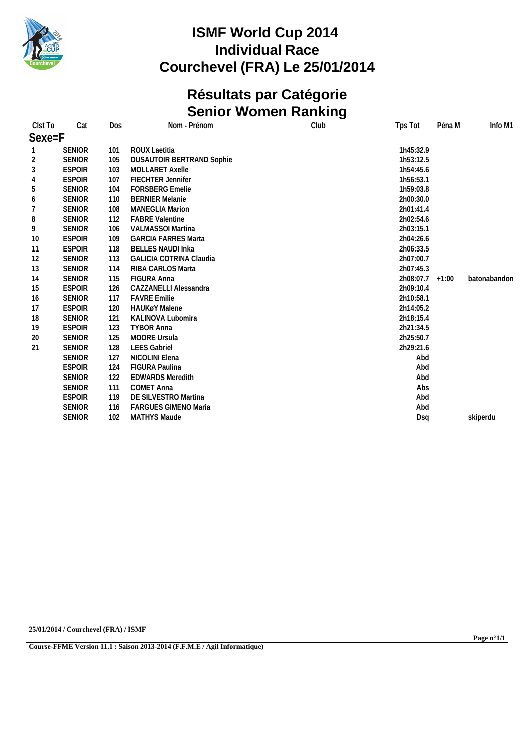# ISMF World Cup 2014
# Individual Race
# Courchevel (FRA) Le 25/01/2014

## Résultats par Catégorie
## Senior Women Ranking

| Clst To | Cat | Dos | Nom - Prénom | Club | Tps Tot | Péna M | Info M1 |
|---|---|---|---|---|---|---|---|
| **Sexe=F** | | | | | | | |
| 1 | SENIOR | 101 | ROUX Laetitia | | 1h45:32.9 | | |
| 2 | SENIOR | 105 | DUSAUTOIR BERTRAND Sophie | | 1h53:12.5 | | |
| 3 | ESPOIR | 103 | MOLLARET Axelle | | 1h54:45.6 | | |
| 4 | ESPOIR | 107 | FIECHTER Jennifer | | 1h56:53.1 | | |
| 5 | SENIOR | 104 | FORSBERG Emelie | | 1h59:03.8 | | |
| 6 | SENIOR | 110 | BERNIER Melanie | | 2h00:30.0 | | |
| 7 | SENIOR | 108 | MANEGLIA Marion | | 2h01:41.4 | | |
| 8 | SENIOR | 112 | FABRE Valentine | | 2h02:54.6 | | |
| 9 | SENIOR | 106 | VALMASSOI Martina | | 2h03:15.1 | | |
| 10 | ESPOIR | 109 | GARCIA FARRES Marta | | 2h04:26.6 | | |
| 11 | ESPOIR | 118 | BELLES NAUDI Inka | | 2h06:33.5 | | |
| 12 | SENIOR | 113 | GALICIA COTRINA Claudia | | 2h07:00.7 | | |
| 13 | SENIOR | 114 | RIBA CARLOS Marta | | 2h07:45.3 | | |
| 14 | SENIOR | 115 | FIGURA Anna | | 2h08:07.7 | +1:00 | batonabandon |
| 15 | ESPOIR | 126 | CAZZANELLI Alessandra | | 2h09:10.4 | | |
| 16 | SENIOR | 117 | FAVRE Emilie | | 2h10:58.1 | | |
| 17 | ESPOIR | 120 | HAUKøY Malene | | 2h14:05.2 | | |
| 18 | SENIOR | 121 | KALINOVA Lubomira | | 2h18:15.4 | | |
| 19 | ESPOIR | 123 | TYBOR Anna | | 2h21:34.5 | | |
| 20 | SENIOR | 125 | MOORE Ursula | | 2h25:50.7 | | |
| 21 | SENIOR | 128 | LEES Gabriel | | 2h29:21.6 | | |
| | SENIOR | 127 | NICOLINI Elena | | Abd | | |
| | ESPOIR | 124 | FIGURA Paulina | | Abd | | |
| | SENIOR | 122 | EDWARDS Meredith | | Abd | | |
| | SENIOR | 111 | COMET Anna | | Abs | | |
| | ESPOIR | 119 | DE SILVESTRO Martina | | Abd | | |
| | SENIOR | 116 | FARGUES GIMENO Maria | | Abd | | |
| | SENIOR | 102 | MATHYS Maude | | Dsq | | skiperdu |

**25/01/2014 / Courchevel (FRA) / ISMF**

**Course-FFME Version 11.1 : Saison 2013-2014 (F.F.M.E / Agil Informatique)**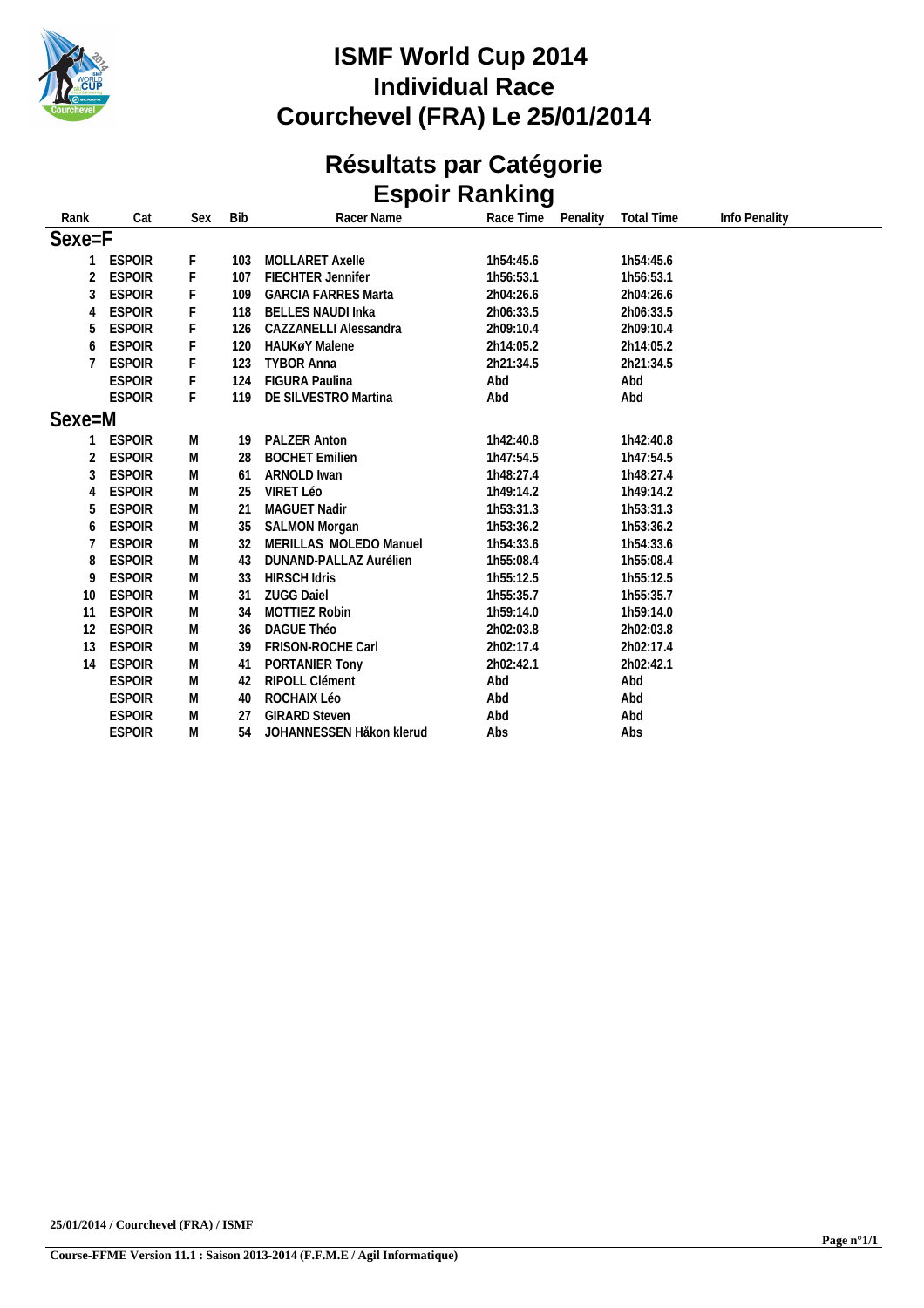# ISMF World Cup 2014
# Individual Race
# Courchevel (FRA) Le 25/01/2014

## Résultats par Catégorie
## Espoir Ranking

| Rank | Cat | Sex | Bib | Racer Name | Race Time | Penality | Total Time | Info Penality |
|---|---|---|---|---|---|---|---|---|
| **Sexe=F** | | | | | | | | |
| 1 | ESPOIR | F | 103 | MOLLARET Axelle | 1h54:45.6 | | 1h54:45.6 | |
| 2 | ESPOIR | F | 107 | FIECHTER Jennifer | 1h56:53.1 | | 1h56:53.1 | |
| 3 | ESPOIR | F | 109 | GARCIA FARRES Marta | 2h04:26.6 | | 2h04:26.6 | |
| 4 | ESPOIR | F | 118 | BELLES NAUDI Inka | 2h06:33.5 | | 2h06:33.5 | |
| 5 | ESPOIR | F | 126 | CAZZANELLI Alessandra | 2h09:10.4 | | 2h09:10.4 | |
| 6 | ESPOIR | F | 120 | HAUKøY Malene | 2h14:05.2 | | 2h14:05.2 | |
| 7 | ESPOIR | F | 123 | TYBOR Anna | 2h21:34.5 | | 2h21:34.5 | |
| | ESPOIR | F | 124 | FIGURA Paulina | Abd | | Abd | |
| | ESPOIR | F | 119 | DE SILVESTRO Martina | Abd | | Abd | |
| **Sexe=M** | | | | | | | | |
| 1 | ESPOIR | M | 19 | PALZER Anton | 1h42:40.8 | | 1h42:40.8 | |
| 2 | ESPOIR | M | 28 | BOCHET Emilien | 1h47:54.5 | | 1h47:54.5 | |
| 3 | ESPOIR | M | 61 | ARNOLD Iwan | 1h48:27.4 | | 1h48:27.4 | |
| 4 | ESPOIR | M | 25 | VIRET Léo | 1h49:14.2 | | 1h49:14.2 | |
| 5 | ESPOIR | M | 21 | MAGUET Nadir | 1h53:31.3 | | 1h53:31.3 | |
| 6 | ESPOIR | M | 35 | SALMON Morgan | 1h53:36.2 | | 1h53:36.2 | |
| 7 | ESPOIR | M | 32 | MERILLAS MOLEDO Manuel | 1h54:33.6 | | 1h54:33.6 | |
| 8 | ESPOIR | M | 43 | DUNAND-PALLAZ Aurélien | 1h55:08.4 | | 1h55:08.4 | |
| 9 | ESPOIR | M | 33 | HIRSCH Idris | 1h55:12.5 | | 1h55:12.5 | |
| 10 | ESPOIR | M | 31 | ZUGG Daiel | 1h55:35.7 | | 1h55:35.7 | |
| 11 | ESPOIR | M | 34 | MOTTIEZ Robin | 1h59:14.0 | | 1h59:14.0 | |
| 12 | ESPOIR | M | 36 | DAGUE Théo | 2h02:03.8 | | 2h02:03.8 | |
| 13 | ESPOIR | M | 39 | FRISON-ROCHE Carl | 2h02:17.4 | | 2h02:17.4 | |
| 14 | ESPOIR | M | 41 | PORTANIER Tony | 2h02:42.1 | | 2h02:42.1 | |
| | ESPOIR | M | 42 | RIPOLL Clément | Abd | | Abd | |
| | ESPOIR | M | 40 | ROCHAIX Léo | Abd | | Abd | |
| | ESPOIR | M | 27 | GIRARD Steven | Abd | | Abd | |
| | ESPOIR | M | 54 | JOHANNESSEN Håkon klerud | Abs | | Abs | |

**25/01/2014 / Courchevel (FRA) / ISMF**

**Course-FFME Version 11.1 : Saison 2013-2014 (F.F.M.E / Agil Informatique)**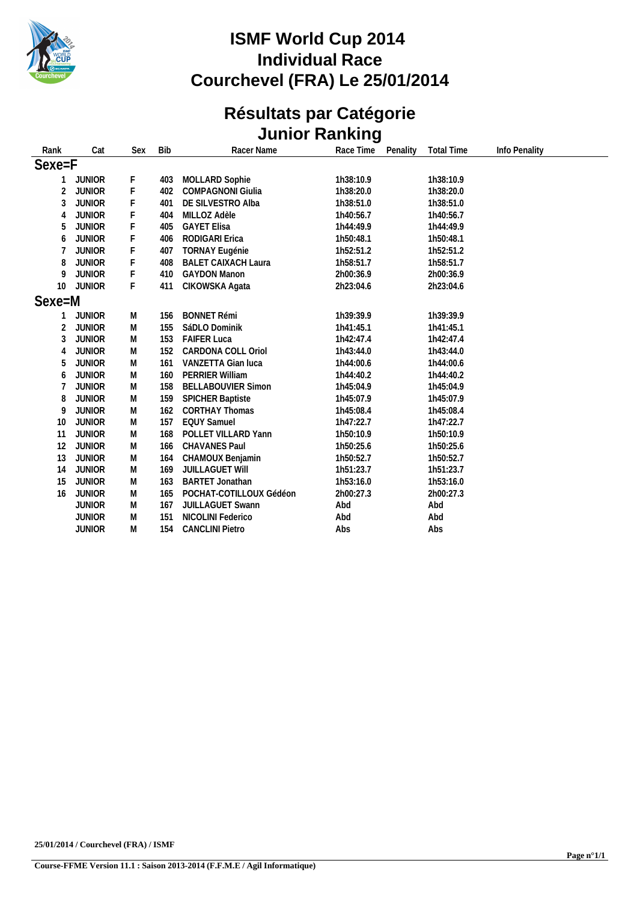# ISMF World Cup 2014
# Individual Race
# Courchevel (FRA) Le 25/01/2014

## Résultats par Catégorie
## Junior Ranking

| Rank | Cat | Sex | Bib | Racer Name | Race Time | Penality | Total Time | Info Penality |
|---|---|---|---|---|---|---|---|---|
| **Sexe=F** | | | | | | | | |
| 1 | JUNIOR | F | 403 | MOLLARD Sophie | 1h38:10.9 | | 1h38:10.9 | |
| 2 | JUNIOR | F | 402 | COMPAGNONI Giulia | 1h38:20.0 | | 1h38:20.0 | |
| 3 | JUNIOR | F | 401 | DE SILVESTRO Alba | 1h38:51.0 | | 1h38:51.0 | |
| 4 | JUNIOR | F | 404 | MILLOZ Adèle | 1h40:56.7 | | 1h40:56.7 | |
| 5 | JUNIOR | F | 405 | GAYET Elisa | 1h44:49.9 | | 1h44:49.9 | |
| 6 | JUNIOR | F | 406 | RODIGARI Erica | 1h50:48.1 | | 1h50:48.1 | |
| 7 | JUNIOR | F | 407 | TORNAY Eugénie | 1h52:51.2 | | 1h52:51.2 | |
| 8 | JUNIOR | F | 408 | BALET CAIXACH Laura | 1h58:51.7 | | 1h58:51.7 | |
| 9 | JUNIOR | F | 410 | GAYDON Manon | 2h00:36.9 | | 2h00:36.9 | |
| 10 | JUNIOR | F | 411 | CIKOWSKA Agata | 2h23:04.6 | | 2h23:04.6 | |
| **Sexe=M** | | | | | | | | |
| 1 | JUNIOR | M | 156 | BONNET Rémi | 1h39:39.9 | | 1h39:39.9 | |
| 2 | JUNIOR | M | 155 | SáDLO Dominik | 1h41:45.1 | | 1h41:45.1 | |
| 3 | JUNIOR | M | 153 | FAIFER Luca | 1h42:47.4 | | 1h42:47.4 | |
| 4 | JUNIOR | M | 152 | CARDONA COLL Oriol | 1h43:44.0 | | 1h43:44.0 | |
| 5 | JUNIOR | M | 161 | VANZETTA Gian luca | 1h44:00.6 | | 1h44:00.6 | |
| 6 | JUNIOR | M | 160 | PERRIER William | 1h44:40.2 | | 1h44:40.2 | |
| 7 | JUNIOR | M | 158 | BELLABOUVIER Simon | 1h45:04.9 | | 1h45:04.9 | |
| 8 | JUNIOR | M | 159 | SPICHER Baptiste | 1h45:07.9 | | 1h45:07.9 | |
| 9 | JUNIOR | M | 162 | CORTHAY Thomas | 1h45:08.4 | | 1h45:08.4 | |
| 10 | JUNIOR | M | 157 | EQUY Samuel | 1h47:22.7 | | 1h47:22.7 | |
| 11 | JUNIOR | M | 168 | POLLET VILLARD Yann | 1h50:10.9 | | 1h50:10.9 | |
| 12 | JUNIOR | M | 166 | CHAVANES Paul | 1h50:25.6 | | 1h50:25.6 | |
| 13 | JUNIOR | M | 164 | CHAMOUX Benjamin | 1h50:52.7 | | 1h50:52.7 | |
| 14 | JUNIOR | M | 169 | JUILLAGUET Will | 1h51:23.7 | | 1h51:23.7 | |
| 15 | JUNIOR | M | 163 | BARTET Jonathan | 1h53:16.0 | | 1h53:16.0 | |
| 16 | JUNIOR | M | 165 | POCHAT-COTILLOUX Gédéon | 2h00:27.3 | | 2h00:27.3 | |
| | JUNIOR | M | 167 | JUILLAGUET Swann | Abd | | Abd | |
| | JUNIOR | M | 151 | NICOLINI Federico | Abd | | Abd | |
| | JUNIOR | M | 154 | CANCLINI Pietro | Abs | | Abs | |

25/01/2014 / Courchevel (FRA) / ISMF

Course-FFME Version 11.1 : Saison 2013-2014 (F.F.M.E / Agil Informatique)